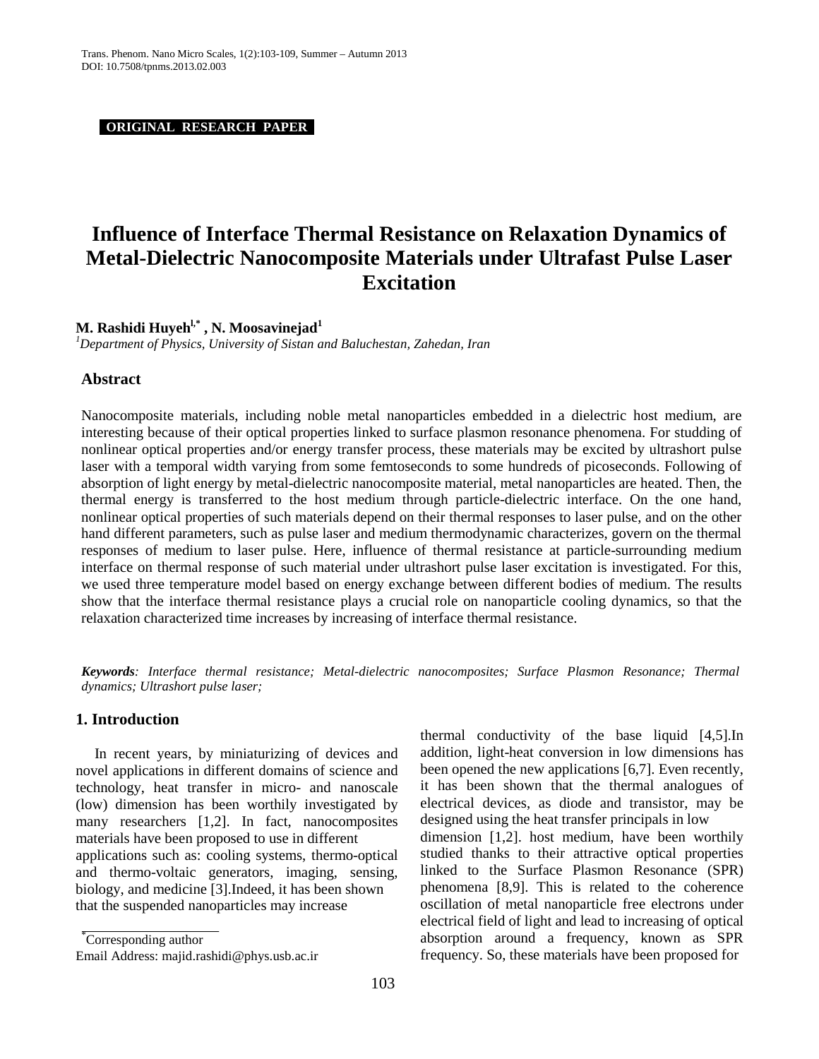**ORIGINAL RESEARCH PAPER**

# Influence of Interface Thermal Resistance on Relaxation Dynamics of Metal-Dielectric Nanocomposite Materials under Ultrafast Pulse Laser Excitation

**M. Rashidi Huyeh[1,*] , N. Moosavinejad[1]**

[1] *Department of Physics, University of Sistan and Baluchestan, Zahedan, Iran*

## Abstract

Nanocomposite materials, including noble metal nanoparticles embedded in a dielectric host medium, are interesting because of their optical properties linked to surface plasmon resonance phenomena. For studding of nonlinear optical properties and/or energy transfer process, these materials may be excited by ultrashort pulse laser with a temporal width varying from some femtoseconds to some hundreds of picoseconds. Following of absorption of light energy by metal-dielectric nanocomposite material, metal nanoparticles are heated. Then, the thermal energy is transferred to the host medium through particle-dielectric interface. On the one hand, nonlinear optical properties of such materials depend on their thermal responses to laser pulse, and on the other hand different parameters, such as pulse laser and medium thermodynamic characterizes, govern on the thermal responses of medium to laser pulse. Here, influence of thermal resistance at particle-surrounding medium interface on thermal response of such material under ultrashort pulse laser excitation is investigated. For this, we used three temperature model based on energy exchange between different bodies of medium. The results show that the interface thermal resistance plays a crucial role on nanoparticle cooling dynamics, so that the relaxation characterized time increases by increasing of interface thermal resistance.

***Keywords**: Interface thermal resistance; Metal-dielectric nanocomposites; Surface Plasmon Resonance; Thermal dynamics; Ultrashort pulse laser;*

## 1. Introduction

In recent years, by miniaturizing of devices and novel applications in different domains of science and technology, heat transfer in micro- and nanoscale (low) dimension has been worthily investigated by many researchers [1,2]. In fact, nanocomposites materials have been proposed to use in different applications such as: cooling systems, thermo-optical and thermo-voltaic generators, imaging, sensing, biology, and medicine [3].Indeed, it has been shown that the suspended nanoparticles may increase thermal conductivity of the base liquid [4,5].In addition, light-heat conversion in low dimensions has been opened the new applications [6,7]. Even recently, it has been shown that the thermal analogues of electrical devices, as diode and transistor, may be designed using the heat transfer principals in low dimension [1,2]. host medium, have been worthily studied thanks to their attractive optical properties linked to the Surface Plasmon Resonance (SPR) phenomena [8,9]. This is related to the coherence oscillation of metal nanoparticle free electrons under electrical field of light and lead to increasing of optical absorption around a frequency, known as SPR frequency. So, these materials have been proposed for

[*] Corresponding author

Email Address: majid.rashidi@phys.usb.ac.ir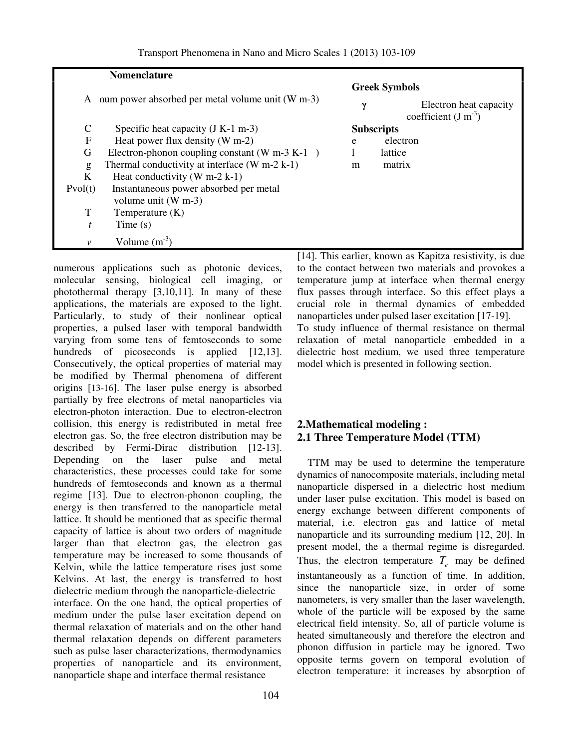| Nomenclature | |
|---|---|
| A | num power absorbed per metal volume unit (W m-3) |
| C | Specific heat capacity (J K-1 m-3) |
| F | Heat power flux density (W m-2) |
| G | Electron-phonon coupling constant (W m-3 K-1 ) |
| g | Thermal conductivity at interface (W m-2 k-1) |
| K | Heat conductivity (W m-2 k-1) |
| Pvol(t) | Instantaneous power absorbed per metal volume unit (W m-3) |
| T | Temperature (K) |
| $t$ | Time (s) |
| $v$ | Volume ($m^{-3}$) |

| Greek Symbols | |
|---|---|
| $\gamma$ | Electron heat capacity coefficient (J $m^{-3}$) |

| Subscripts | |
|---|---|
| e | electron |
| l | lattice |
| m | matrix |

numerous applications such as photonic devices, molecular sensing, biological cell imaging, or photothermal therapy [3,10,11]. In many of these applications, the materials are exposed to the light. Particularly, to study of their nonlinear optical properties, a pulsed laser with temporal bandwidth varying from some tens of femtoseconds to some hundreds of picoseconds is applied [12,13]. Consecutively, the optical properties of material may be modified by Thermal phenomena of different origins [13-16]. The laser pulse energy is absorbed partially by free electrons of metal nanoparticles via electron-photon interaction. Due to electron-electron collision, this energy is redistributed in metal free electron gas. So, the free electron distribution may be described by Fermi-Dirac distribution [12-13]. Depending on the laser pulse and metal characteristics, these processes could take for some hundreds of femtoseconds and known as a thermal regime [13]. Due to electron-phonon coupling, the energy is then transferred to the nanoparticle metal lattice. It should be mentioned that as specific thermal capacity of lattice is about two orders of magnitude larger than that electron gas, the electron gas temperature may be increased to some thousands of Kelvin, while the lattice temperature rises just some Kelvins. At last, the energy is transferred to host dielectric medium through the nanoparticle-dielectric interface. On the one hand, the optical properties of medium under the pulse laser excitation depend on thermal relaxation of materials and on the other hand thermal relaxation depends on different parameters such as pulse laser characterizations, thermodynamics properties of nanoparticle and its environment, nanoparticle shape and interface thermal resistance [14]. This earlier, known as Kapitza resistivity, is due to the contact between two materials and provokes a temperature jump at interface when thermal energy flux passes through interface. So this effect plays a crucial role in thermal dynamics of embedded nanoparticles under pulsed laser excitation [17-19].

To study influence of thermal resistance on thermal relaxation of metal nanoparticle embedded in a dielectric host medium, we used three temperature model which is presented in following section.

## 2.Mathematical modeling :

### 2.1 Three Temperature Model (TTM)

TTM may be used to determine the temperature dynamics of nanocomposite materials, including metal nanoparticle dispersed in a dielectric host medium under laser pulse excitation. This model is based on energy exchange between different components of material, i.e. electron gas and lattice of metal nanoparticle and its surrounding medium [12, 20]. In present model, the a thermal regime is disregarded. Thus, the electron temperature $T_e$ may be defined instantaneously as a function of time. In addition, since the nanoparticle size, in order of some nanometers, is very smaller than the laser wavelength, whole of the particle will be exposed by the same electrical field intensity. So, all of particle volume is heated simultaneously and therefore the electron and phonon diffusion in particle may be ignored. Two opposite terms govern on temporal evolution of electron temperature: it increases by absorption of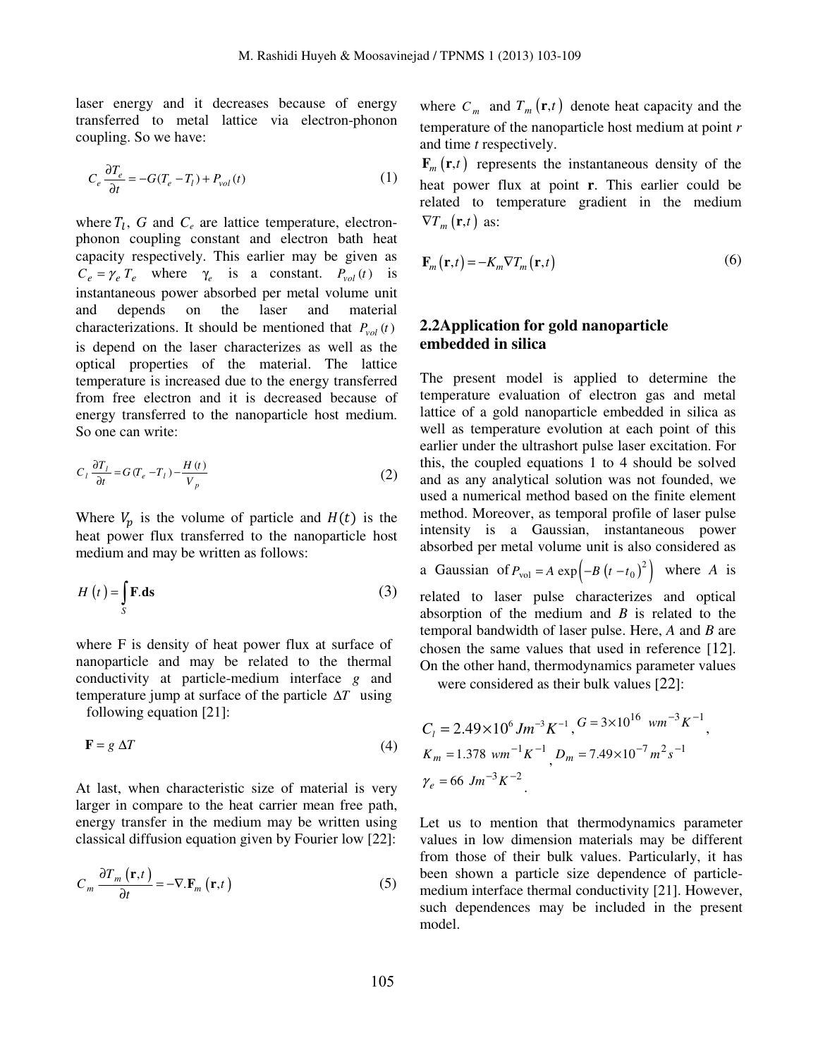laser energy and it decreases because of energy transferred to metal lattice via electron-phonon coupling. So we have:

$$C_e \frac{\partial T_e}{\partial t} = -G(T_e - T_l) + P_{vol}(t) \tag{1}$$

where $T_l$, $G$ and $C_e$ are lattice temperature, electron-phonon coupling constant and electron bath heat capacity respectively. This earlier may be given as $C_e = \gamma_e T_e$ where $\gamma_e$ is a constant. $P_{vol}(t)$ is instantaneous power absorbed per metal volume unit and depends on the laser and material characterizations. It should be mentioned that $P_{vol}(t)$ is depend on the laser characterizes as well as the optical properties of the material. The lattice temperature is increased due to the energy transferred from free electron and it is decreased because of energy transferred to the nanoparticle host medium. So one can write:

$$C_l \frac{\partial T_l}{\partial t} = G(T_e - T_l) - \frac{H(t)}{V_p} \tag{2}$$

Where $V_p$ is the volume of particle and $H(t)$ is the heat power flux transferred to the nanoparticle host medium and may be written as follows:

$$H(t) = \int_S \mathbf{F}.\mathbf{ds} \tag{3}$$

where F is density of heat power flux at surface of nanoparticle and may be related to the thermal conductivity at particle-medium interface $g$ and temperature jump at surface of the particle $\Delta T$ using following equation [21]:

$$\mathbf{F} = g\,\Delta T \tag{4}$$

At last, when characteristic size of material is very larger in compare to the heat carrier mean free path, energy transfer in the medium may be written using classical diffusion equation given by Fourier low [22]:

$$C_m \frac{\partial T_m(\mathbf{r},t)}{\partial t} = -\nabla.\mathbf{F}_m(\mathbf{r},t) \tag{5}$$

where $C_m$ and $T_m(\mathbf{r},t)$ denote heat capacity and the temperature of the nanoparticle host medium at point *r* and time *t* respectively.

$\mathbf{F}_m(\mathbf{r},t)$ represents the instantaneous density of the heat power flux at point **r**. This earlier could be related to temperature gradient in the medium $\nabla T_m(\mathbf{r},t)$ as:

$$\mathbf{F}_m(\mathbf{r},t) = -K_m \nabla T_m(\mathbf{r},t) \tag{6}$$

## 2.2 Application for gold nanoparticle embedded in silica

The present model is applied to determine the temperature evaluation of electron gas and metal lattice of a gold nanoparticle embedded in silica as well as temperature evolution at each point of this earlier under the ultrashort pulse laser excitation. For this, the coupled equations 1 to 4 should be solved and as any analytical solution was not founded, we used a numerical method based on the finite element method. Moreover, as temporal profile of laser pulse intensity is a Gaussian, instantaneous power absorbed per metal volume unit is also considered as a Gaussian of $P_{\mathrm{vol}} = A\exp\left(-B(t-t_0)^2\right)$ where $A$ is related to laser pulse characterizes and optical absorption of the medium and $B$ is related to the temporal bandwidth of laser pulse. Here, $A$ and $B$ are chosen the same values that used in reference [12]. On the other hand, thermodynamics parameter values were considered as their bulk values [22]:

$$C_l = 2.49\times10^6\ Jm^{-3}K^{-1},\ G = 3\times10^{16}\ wm^{-3}K^{-1},$$
$$K_m = 1.378\ wm^{-1}K^{-1},\ D_m = 7.49\times10^{-7}\ m^2s^{-1}$$
$$\gamma_e = 66\ Jm^{-3}K^{-2}.$$

Let us to mention that thermodynamics parameter values in low dimension materials may be different from those of their bulk values. Particularly, it has been shown a particle size dependence of particle-medium interface thermal conductivity [21]. However, such dependences may be included in the present model.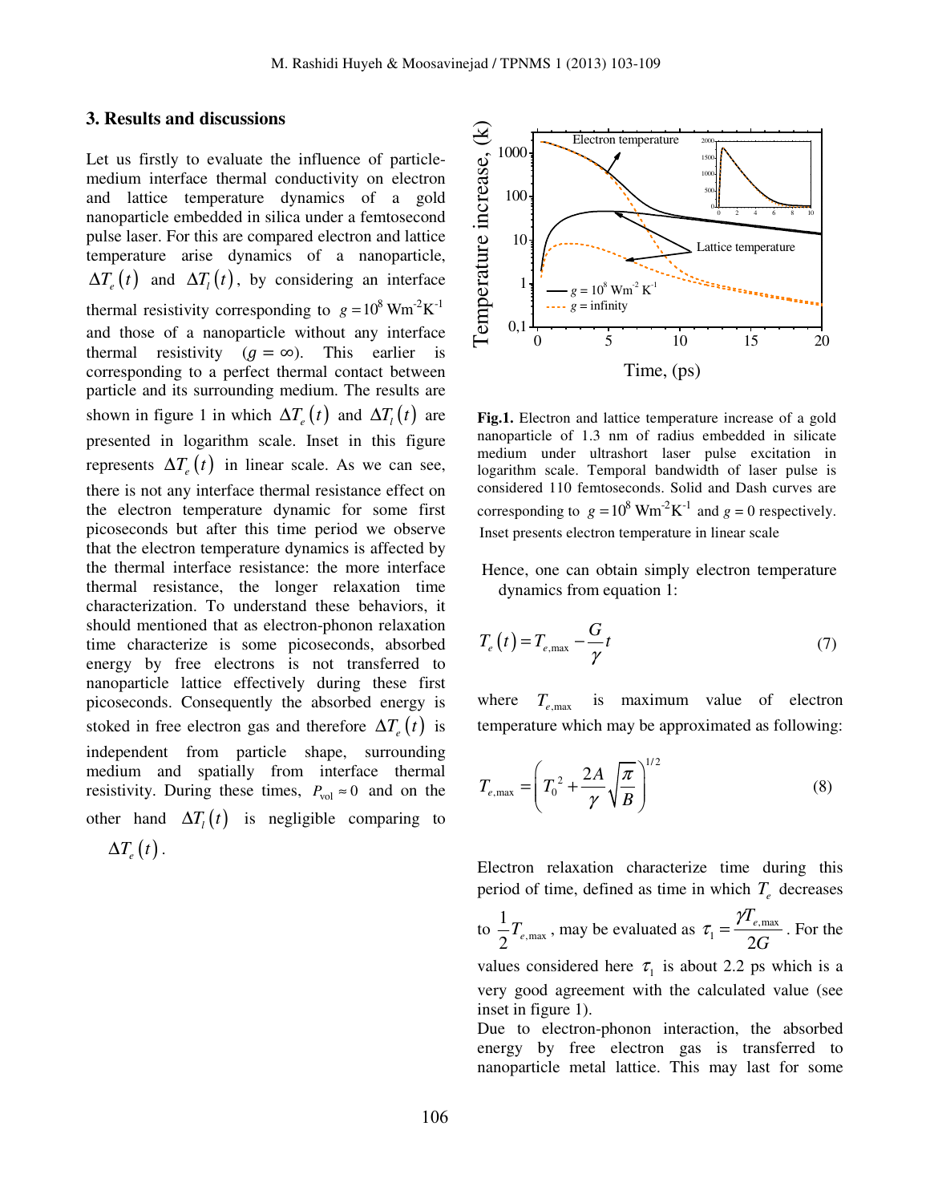## 3. Results and discussions

Let us firstly to evaluate the influence of particle-medium interface thermal conductivity on electron and lattice temperature dynamics of a gold nanoparticle embedded in silica under a femtosecond pulse laser. For this are compared electron and lattice temperature arise dynamics of a nanoparticle, $\Delta T_e(t)$ and $\Delta T_l(t)$, by considering an interface thermal resistivity corresponding to $g = 10^8\ \mathrm{Wm^{-2}K^{-1}}$ and those of a nanoparticle without any interface thermal resistivity ($g = \infty$). This earlier is corresponding to a perfect thermal contact between particle and its surrounding medium. The results are shown in figure 1 in which $\Delta T_e(t)$ and $\Delta T_l(t)$ are presented in logarithm scale. Inset in this figure represents $\Delta T_e(t)$ in linear scale. As we can see, there is not any interface thermal resistance effect on the electron temperature dynamic for some first picoseconds but after this time period we observe that the electron temperature dynamics is affected by the thermal interface resistance: the more interface thermal resistance, the longer relaxation time characterization. To understand these behaviors, it should mentioned that as electron-phonon relaxation time characterize is some picoseconds, absorbed energy by free electrons is not transferred to nanoparticle lattice effectively during these first picoseconds. Consequently the absorbed energy is stoked in free electron gas and therefore $\Delta T_e(t)$ is independent from particle shape, surrounding medium and spatially from interface thermal resistivity. During these times, $P_{\mathrm{vol}} \approx 0$ and on the other hand $\Delta T_l(t)$ is negligible comparing to $\Delta T_e(t)$.

**Fig.1.** Electron and lattice temperature increase of a gold nanoparticle of 1.3 nm of radius embedded in silicate medium under ultrashort laser pulse excitation in logarithm scale. Temporal bandwidth of laser pulse is considered 110 femtoseconds. Solid and Dash curves are corresponding to $g = 10^8\ \mathrm{Wm^{-2}K^{-1}}$ and $g = 0$ respectively. Inset presents electron temperature in linear scale

Hence, one can obtain simply electron temperature dynamics from equation 1:

$$T_e(t) = T_{e,\max} - \frac{G}{\gamma} t \tag{7}$$

where $T_{e,\max}$ is maximum value of electron temperature which may be approximated as following:

$$T_{e,\max} = \left( T_0^{\,2} + \frac{2A}{\gamma} \sqrt{\frac{\pi}{B}} \right)^{1/2} \tag{8}$$

Electron relaxation characterize time during this period of time, defined as time in which $T_e$ decreases to $\frac{1}{2} T_{e,\max}$, may be evaluated as $\tau_1 = \frac{\gamma T_{e,\max}}{2G}$. For the values considered here $\tau_1$ is about 2.2 ps which is a very good agreement with the calculated value (see inset in figure 1).

Due to electron-phonon interaction, the absorbed energy by free electron gas is transferred to nanoparticle metal lattice. This may last for some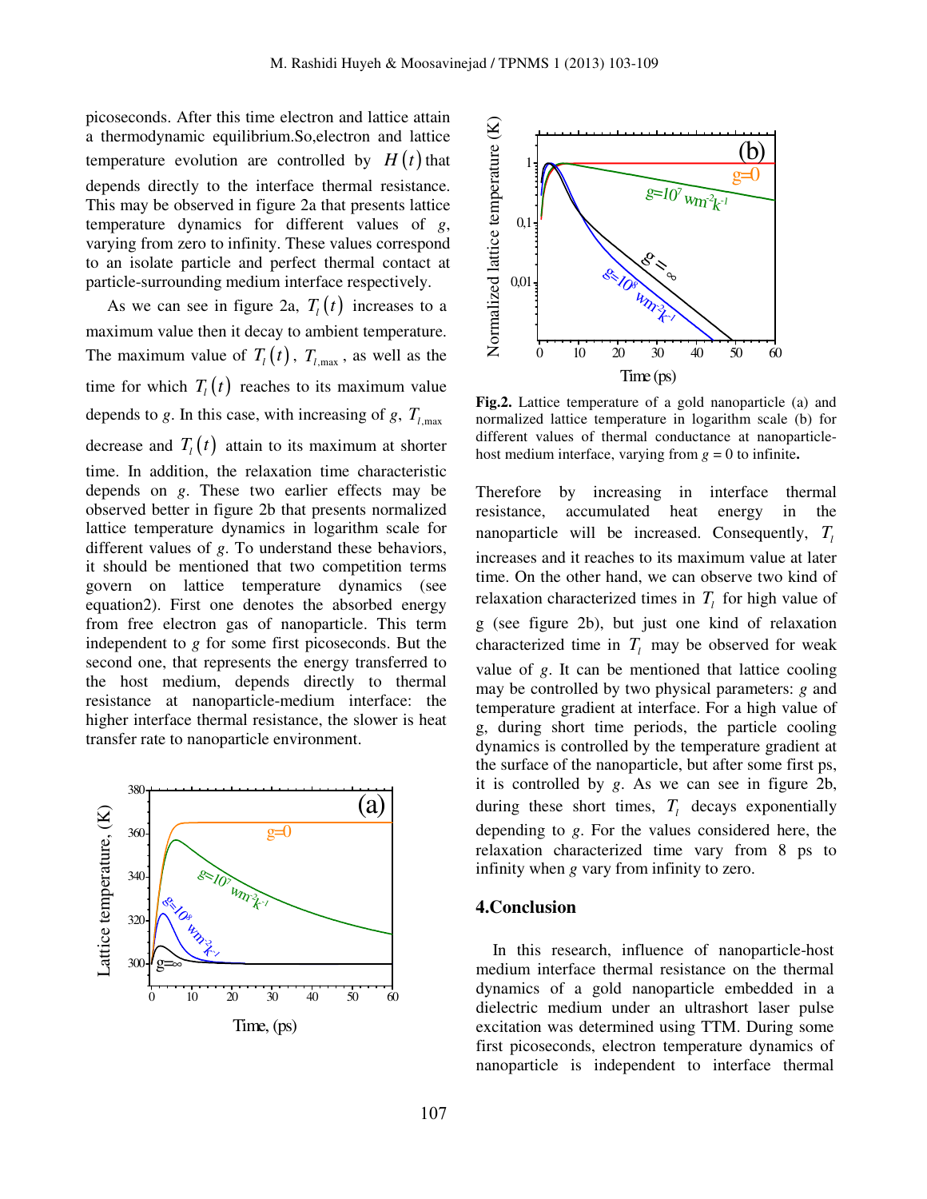picoseconds. After this time electron and lattice attain a thermodynamic equilibrium.So,electron and lattice temperature evolution are controlled by $H(t)$ that depends directly to the interface thermal resistance. This may be observed in figure 2a that presents lattice temperature dynamics for different values of $g$, varying from zero to infinity. These values correspond to an isolate particle and perfect thermal contact at particle-surrounding medium interface respectively.

As we can see in figure 2a, $T_l(t)$ increases to a maximum value then it decay to ambient temperature. The maximum value of $T_l(t)$, $T_{l,\max}$, as well as the time for which $T_l(t)$ reaches to its maximum value depends to $g$. In this case, with increasing of $g$, $T_{l,\max}$ decrease and $T_l(t)$ attain to its maximum at shorter time. In addition, the relaxation time characteristic depends on $g$. These two earlier effects may be observed better in figure 2b that presents normalized lattice temperature dynamics in logarithm scale for different values of $g$. To understand these behaviors, it should be mentioned that two competition terms govern on lattice temperature dynamics (see equation2). First one denotes the absorbed energy from free electron gas of nanoparticle. This term independent to $g$ for some first picoseconds. But the second one, that represents the energy transferred to the host medium, depends directly to thermal resistance at nanoparticle-medium interface: the higher interface thermal resistance, the slower is heat transfer rate to nanoparticle environment.

**Fig.2.** Lattice temperature of a gold nanoparticle (a) and normalized lattice temperature in logarithm scale (b) for different values of thermal conductance at nanoparticle-host medium interface, varying from $g$ = 0 to infinite**.**

Therefore by increasing in interface thermal resistance, accumulated heat energy in the nanoparticle will be increased. Consequently, $T_l$ increases and it reaches to its maximum value at later time. On the other hand, we can observe two kind of relaxation characterized times in $T_l$ for high value of g (see figure 2b), but just one kind of relaxation characterized time in $T_l$ may be observed for weak value of $g$. It can be mentioned that lattice cooling may be controlled by two physical parameters: $g$ and temperature gradient at interface. For a high value of g, during short time periods, the particle cooling dynamics is controlled by the temperature gradient at the surface of the nanoparticle, but after some first ps, it is controlled by $g$. As we can see in figure 2b, during these short times, $T_l$ decays exponentially depending to $g$. For the values considered here, the relaxation characterized time vary from 8 ps to infinity when $g$ vary from infinity to zero.

## 4.Conclusion

In this research, influence of nanoparticle-host medium interface thermal resistance on the thermal dynamics of a gold nanoparticle embedded in a dielectric medium under an ultrashort laser pulse excitation was determined using TTM. During some first picoseconds, electron temperature dynamics of nanoparticle is independent to interface thermal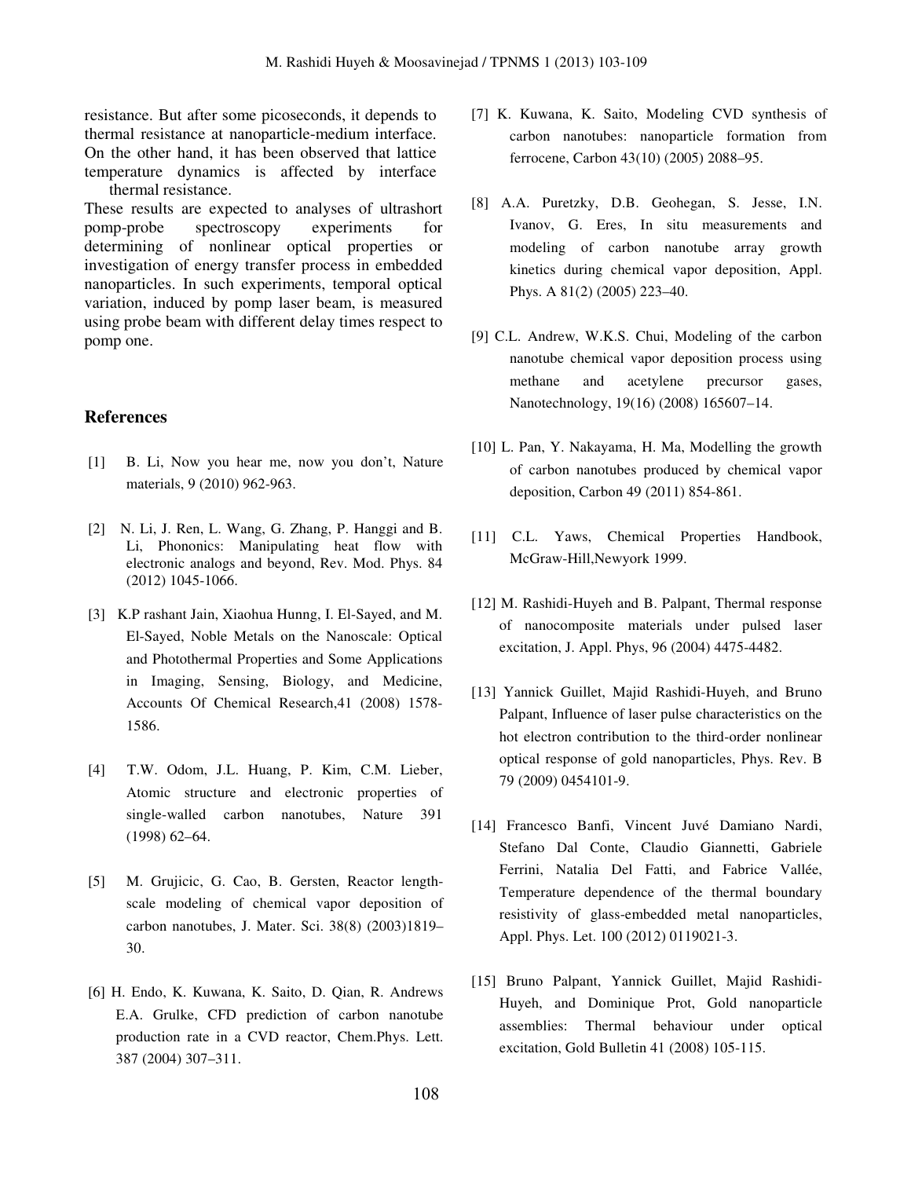resistance. But after some picoseconds, it depends to thermal resistance at nanoparticle-medium interface. On the other hand, it has been observed that lattice temperature dynamics is affected by interface thermal resistance.

These results are expected to analyses of ultrashort pomp-probe spectroscopy experiments for determining of nonlinear optical properties or investigation of energy transfer process in embedded nanoparticles. In such experiments, temporal optical variation, induced by pomp laser beam, is measured using probe beam with different delay times respect to pomp one.

## References

[1] B. Li, Now you hear me, now you don't, Nature materials, 9 (2010) 962-963.

[2] N. Li, J. Ren, L. Wang, G. Zhang, P. Hanggi and B. Li, Phononics: Manipulating heat flow with electronic analogs and beyond, Rev. Mod. Phys. 84 (2012) 1045-1066.

[3] K.P rashant Jain, Xiaohua Hunng, I. El-Sayed, and M. El-Sayed, Noble Metals on the Nanoscale: Optical and Photothermal Properties and Some Applications in Imaging, Sensing, Biology, and Medicine, Accounts Of Chemical Research,41 (2008) 1578-1586.

[4] T.W. Odom, J.L. Huang, P. Kim, C.M. Lieber, Atomic structure and electronic properties of single-walled carbon nanotubes, Nature 391 (1998) 62–64.

[5] M. Grujicic, G. Cao, B. Gersten, Reactor length-scale modeling of chemical vapor deposition of carbon nanotubes, J. Mater. Sci. 38(8) (2003)1819–30.

[6] H. Endo, K. Kuwana, K. Saito, D. Qian, R. Andrews E.A. Grulke, CFD prediction of carbon nanotube production rate in a CVD reactor, Chem.Phys. Lett. 387 (2004) 307–311.

[7] K. Kuwana, K. Saito, Modeling CVD synthesis of carbon nanotubes: nanoparticle formation from ferrocene, Carbon 43(10) (2005) 2088–95.

[8] A.A. Puretzky, D.B. Geohegan, S. Jesse, I.N. Ivanov, G. Eres, In situ measurements and modeling of carbon nanotube array growth kinetics during chemical vapor deposition, Appl. Phys. A 81(2) (2005) 223–40.

[9] C.L. Andrew, W.K.S. Chui, Modeling of the carbon nanotube chemical vapor deposition process using methane and acetylene precursor gases, Nanotechnology, 19(16) (2008) 165607–14.

[10] L. Pan, Y. Nakayama, H. Ma, Modelling the growth of carbon nanotubes produced by chemical vapor deposition, Carbon 49 (2011) 854-861.

[11] C.L. Yaws, Chemical Properties Handbook, McGraw-Hill,Newyork 1999.

[12] M. Rashidi-Huyeh and B. Palpant, Thermal response of nanocomposite materials under pulsed laser excitation, J. Appl. Phys, 96 (2004) 4475-4482.

[13] Yannick Guillet, Majid Rashidi-Huyeh, and Bruno Palpant, Influence of laser pulse characteristics on the hot electron contribution to the third-order nonlinear optical response of gold nanoparticles, Phys. Rev. B 79 (2009) 0454101-9.

[14] Francesco Banfi, Vincent Juvé Damiano Nardi, Stefano Dal Conte, Claudio Giannetti, Gabriele Ferrini, Natalia Del Fatti, and Fabrice Vallée, Temperature dependence of the thermal boundary resistivity of glass-embedded metal nanoparticles, Appl. Phys. Let. 100 (2012) 0119021-3.

[15] Bruno Palpant, Yannick Guillet, Majid Rashidi-Huyeh, and Dominique Prot, Gold nanoparticle assemblies: Thermal behaviour under optical excitation, Gold Bulletin 41 (2008) 105-115.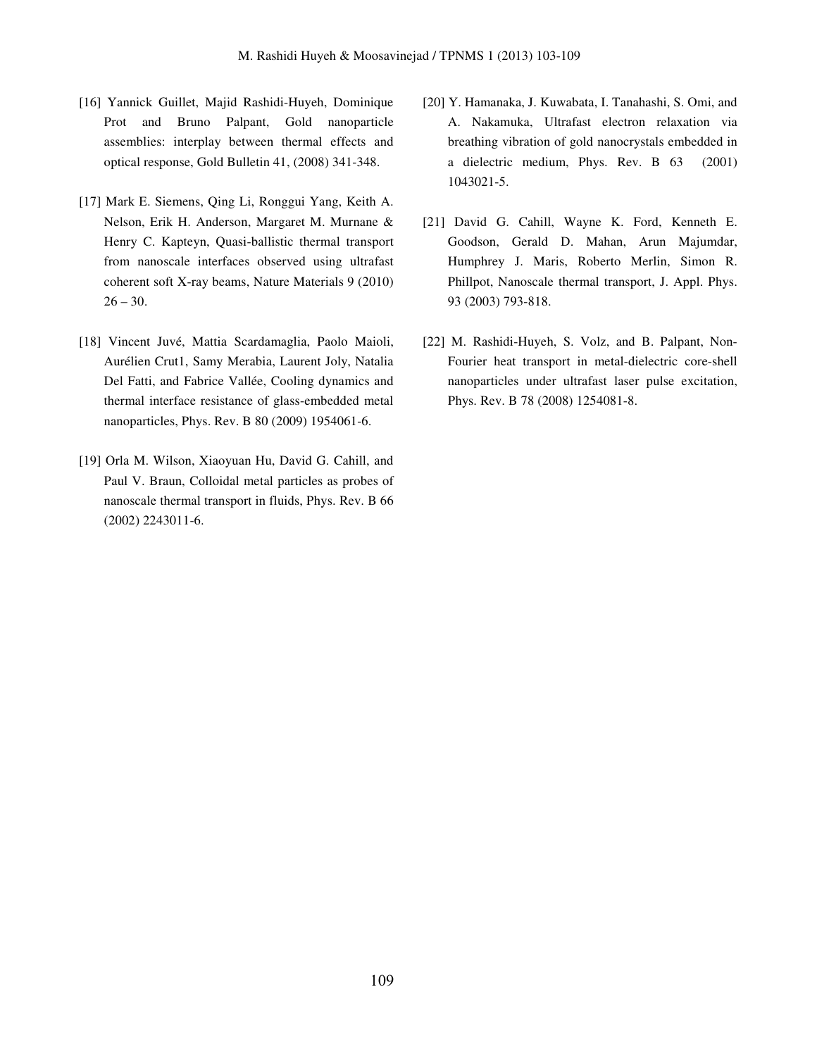[16] Yannick Guillet, Majid Rashidi-Huyeh, Dominique Prot and Bruno Palpant, Gold nanoparticle assemblies: interplay between thermal effects and optical response, Gold Bulletin 41, (2008) 341-348.

[17] Mark E. Siemens, Qing Li, Ronggui Yang, Keith A. Nelson, Erik H. Anderson, Margaret M. Murnane & Henry C. Kapteyn, Quasi-ballistic thermal transport from nanoscale interfaces observed using ultrafast coherent soft X-ray beams, Nature Materials 9 (2010) 26 – 30.

[18] Vincent Juvé, Mattia Scardamaglia, Paolo Maioli, Aurélien Crut1, Samy Merabia, Laurent Joly, Natalia Del Fatti, and Fabrice Vallée, Cooling dynamics and thermal interface resistance of glass-embedded metal nanoparticles, Phys. Rev. B 80 (2009) 1954061-6.

[19] Orla M. Wilson, Xiaoyuan Hu, David G. Cahill, and Paul V. Braun, Colloidal metal particles as probes of nanoscale thermal transport in fluids, Phys. Rev. B 66 (2002) 2243011-6.

[20] Y. Hamanaka, J. Kuwabata, I. Tanahashi, S. Omi, and A. Nakamuka, Ultrafast electron relaxation via breathing vibration of gold nanocrystals embedded in a dielectric medium, Phys. Rev. B 63 (2001) 1043021-5.

[21] David G. Cahill, Wayne K. Ford, Kenneth E. Goodson, Gerald D. Mahan, Arun Majumdar, Humphrey J. Maris, Roberto Merlin, Simon R. Phillpot, Nanoscale thermal transport, J. Appl. Phys. 93 (2003) 793-818.

[22] M. Rashidi-Huyeh, S. Volz, and B. Palpant, Non-Fourier heat transport in metal-dielectric core-shell nanoparticles under ultrafast laser pulse excitation, Phys. Rev. B 78 (2008) 1254081-8.